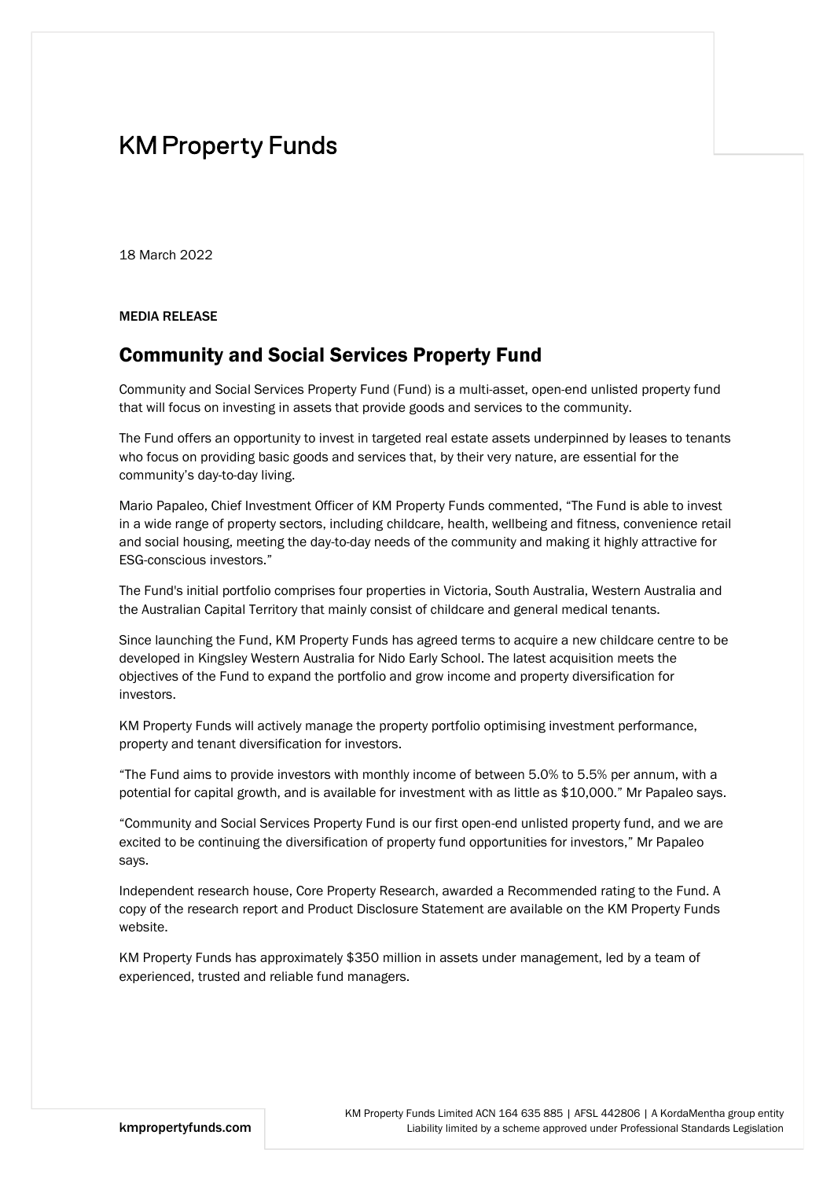KM Property Funds

18 March 2022

**MEDIA RELEASE**

## Community and Social Services Property Fund

Community and Social Services Property Fund (Fund) is a multi-asset, open-end unlisted property fund that will focus on investing in assets that provide goods and services to the community.

The Fund offers an opportunity to invest in targeted real estate assets underpinned by leases to tenants who focus on providing basic goods and services that, by their very nature, are essential for the community's day-to-day living.

Mario Papaleo, Chief Investment Officer of KM Property Funds commented, "The Fund is able to invest in a wide range of property sectors, including childcare, health, wellbeing and fitness, convenience retail and social housing, meeting the day-to-day needs of the community and making it highly attractive for ESG-conscious investors."

The Fund's initial portfolio comprises four properties in Victoria, South Australia, Western Australia and the Australian Capital Territory that mainly consist of childcare and general medical tenants.

Since launching the Fund, KM Property Funds has agreed terms to acquire a new childcare centre to be developed in Kingsley Western Australia for Nido Early School. The latest acquisition meets the objectives of the Fund to expand the portfolio and grow income and property diversification for investors.

KM Property Funds will actively manage the property portfolio optimising investment performance, property and tenant diversification for investors.

"The Fund aims to provide investors with monthly income of between 5.0% to 5.5% per annum, with a potential for capital growth, and is available for investment with as little as $10,000." Mr Papaleo says.

"Community and Social Services Property Fund is our first open-end unlisted property fund, and we are excited to be continuing the diversification of property fund opportunities for investors," Mr Papaleo says.

Independent research house, Core Property Research, awarded a Recommended rating to the Fund. A copy of the research report and Product Disclosure Statement are available on the KM Property Funds website.

KM Property Funds has approximately $350 million in assets under management, led by a team of experienced, trusted and reliable fund managers.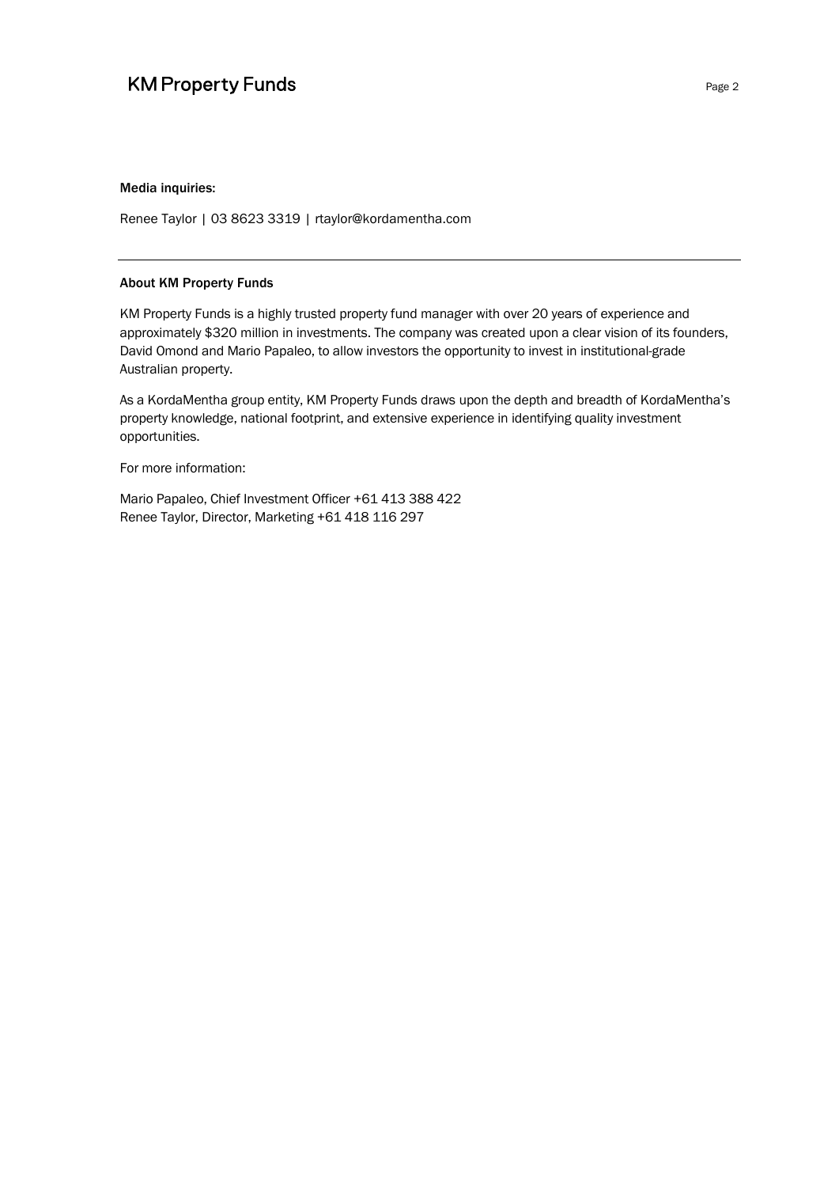**Media inquiries:**

Renee Taylor | 03 8623 3319 | rtaylor@kordamentha.com

---

**About KM Property Funds**

KM Property Funds is a highly trusted property fund manager with over 20 years of experience and approximately $320 million in investments. The company was created upon a clear vision of its founders, David Omond and Mario Papaleo, to allow investors the opportunity to invest in institutional-grade Australian property.

As a KordaMentha group entity, KM Property Funds draws upon the depth and breadth of KordaMentha's property knowledge, national footprint, and extensive experience in identifying quality investment opportunities.

For more information:

Mario Papaleo, Chief Investment Officer +61 413 388 422
Renee Taylor, Director, Marketing +61 418 116 297